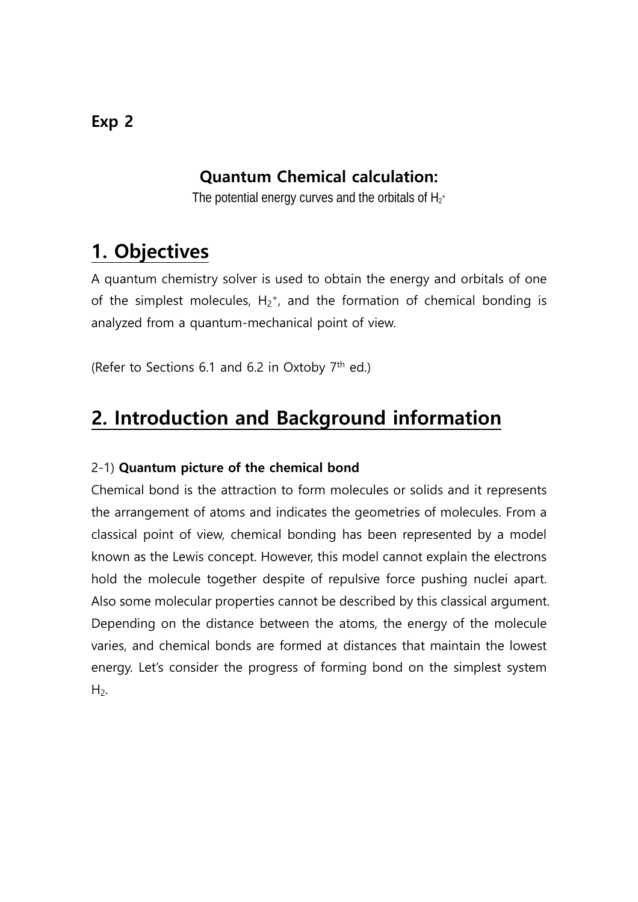**Exp 2**

## Quantum Chemical calculation:

The potential energy curves and the orbitals of $H_2^+$

# 1. Objectives

A quantum chemistry solver is used to obtain the energy and orbitals of one of the simplest molecules, $H_2^+$, and the formation of chemical bonding is analyzed from a quantum-mechanical point of view.

(Refer to Sections 6.1 and 6.2 in Oxtoby 7th ed.)

# 2. Introduction and Background information

2-1) **Quantum picture of the chemical bond**

Chemical bond is the attraction to form molecules or solids and it represents the arrangement of atoms and indicates the geometries of molecules. From a classical point of view, chemical bonding has been represented by a model known as the Lewis concept. However, this model cannot explain the electrons hold the molecule together despite of repulsive force pushing nuclei apart. Also some molecular properties cannot be described by this classical argument. Depending on the distance between the atoms, the energy of the molecule varies, and chemical bonds are formed at distances that maintain the lowest energy. Let's consider the progress of forming bond on the simplest system $H_2$.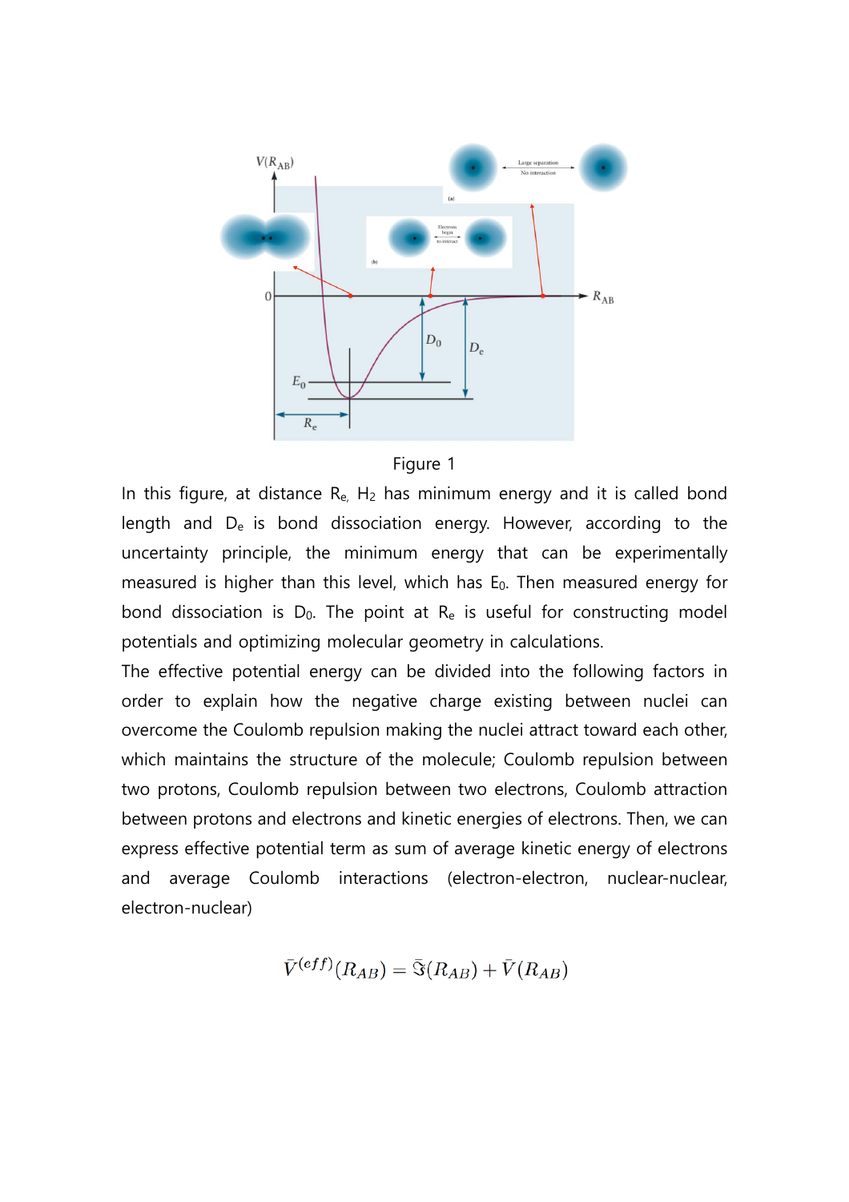Figure 1

In this figure, at distance $R_e$, $H_2$ has minimum energy and it is called bond length and $D_e$ is bond dissociation energy. However, according to the uncertainty principle, the minimum energy that can be experimentally measured is higher than this level, which has $E_0$. Then measured energy for bond dissociation is $D_0$. The point at $R_e$ is useful for constructing model potentials and optimizing molecular geometry in calculations.

The effective potential energy can be divided into the following factors in order to explain how the negative charge existing between nuclei can overcome the Coulomb repulsion making the nuclei attract toward each other, which maintains the structure of the molecule; Coulomb repulsion between two protons, Coulomb repulsion between two electrons, Coulomb attraction between protons and electrons and kinetic energies of electrons. Then, we can express effective potential term as sum of average kinetic energy of electrons and average Coulomb interactions (electron-electron, nuclear-nuclear, electron-nuclear)

$$\bar{V}^{(eff)}(R_{AB}) = \bar{\Im}(R_{AB}) + \bar{V}(R_{AB})$$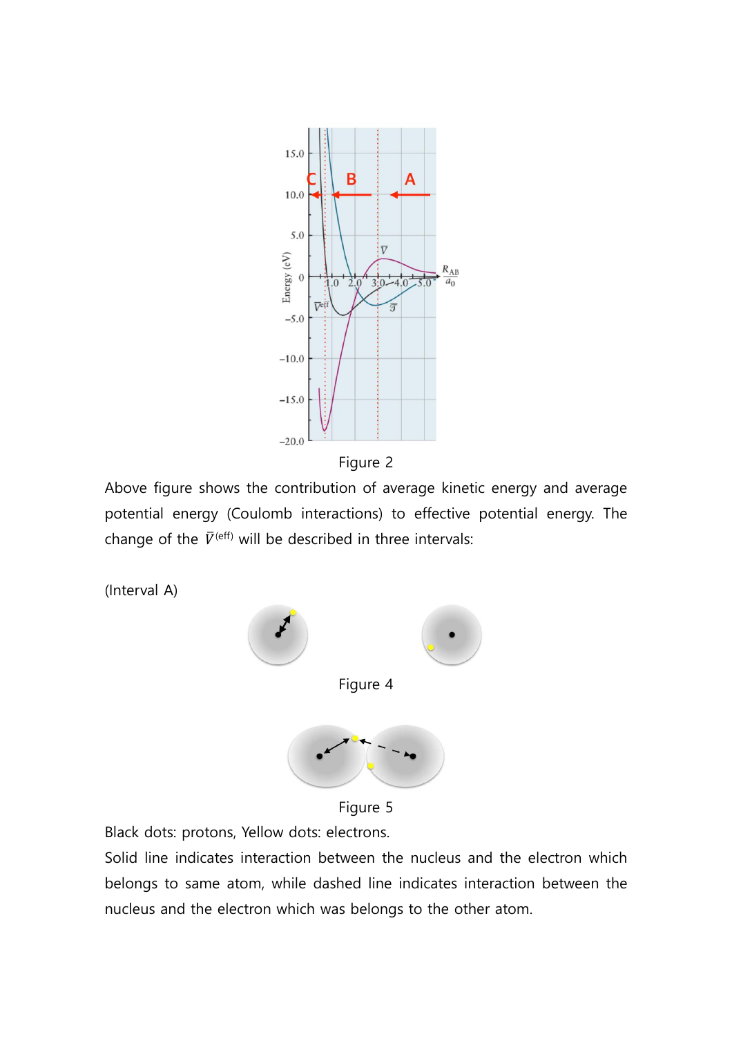Figure 2

Above figure shows the contribution of average kinetic energy and average potential energy (Coulomb interactions) to effective potential energy. The change of the $\bar{V}^{(\text{eff})}$ will be described in three intervals:

(Interval A)

Figure 4

Figure 5

Black dots: protons, Yellow dots: electrons.

Solid line indicates interaction between the nucleus and the electron which belongs to same atom, while dashed line indicates interaction between the nucleus and the electron which was belongs to the other atom.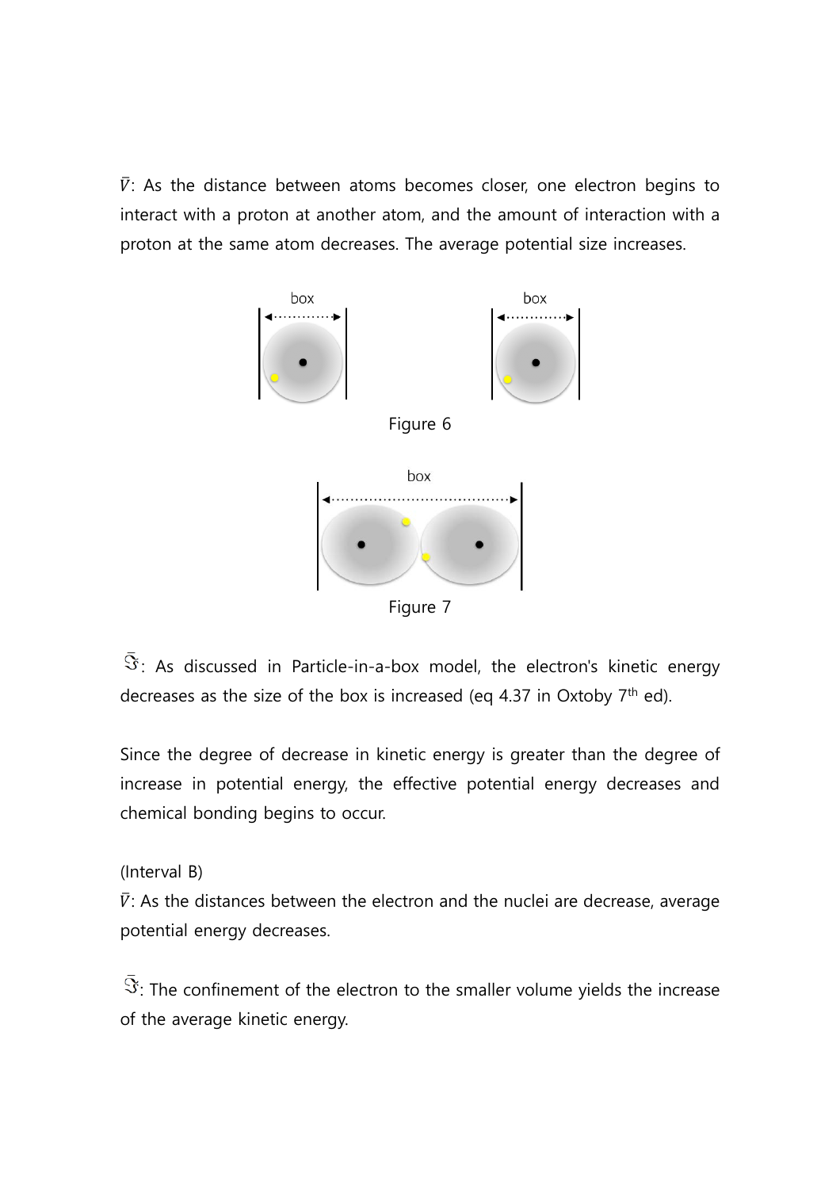$\bar{V}$: As the distance between atoms becomes closer, one electron begins to interact with a proton at another atom, and the amount of interaction with a proton at the same atom decreases. The average potential size increases.

Figure 6

Figure 7

$\bar{\mathfrak{T}}$: As discussed in Particle-in-a-box model, the electron's kinetic energy decreases as the size of the box is increased (eq 4.37 in Oxtoby 7[th] ed).

Since the degree of decrease in kinetic energy is greater than the degree of increase in potential energy, the effective potential energy decreases and chemical bonding begins to occur.

(Interval B)

$\bar{V}$: As the distances between the electron and the nuclei are decrease, average potential energy decreases.

$\bar{\mathfrak{T}}$: The confinement of the electron to the smaller volume yields the increase of the average kinetic energy.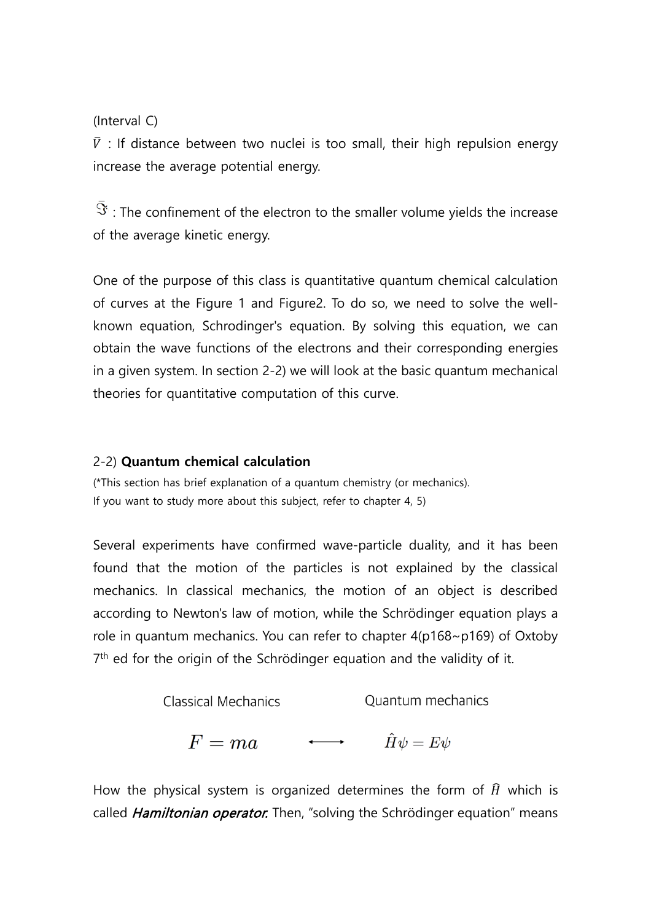(Interval C)

$\bar{V}$ : If distance between two nuclei is too small, their high repulsion energy increase the average potential energy.

$\bar{\Im}$ : The confinement of the electron to the smaller volume yields the increase of the average kinetic energy.

One of the purpose of this class is quantitative quantum chemical calculation of curves at the Figure 1 and Figure2. To do so, we need to solve the well-known equation, Schrodinger's equation. By solving this equation, we can obtain the wave functions of the electrons and their corresponding energies in a given system. In section 2-2) we will look at the basic quantum mechanical theories for quantitative computation of this curve.

## 2-2) **Quantum chemical calculation**

(*This section has brief explanation of a quantum chemistry (or mechanics). If you want to study more about this subject, refer to chapter 4, 5)

Several experiments have confirmed wave-particle duality, and it has been found that the motion of the particles is not explained by the classical mechanics. In classical mechanics, the motion of an object is described according to Newton's law of motion, while the Schrödinger equation plays a role in quantum mechanics. You can refer to chapter 4(p168~p169) of Oxtoby 7th ed for the origin of the Schrödinger equation and the validity of it.

| Classical Mechanics | | Quantum mechanics |
|---|---|---|
| $F = ma$ | $\longleftrightarrow$ | $\hat{H}\psi = E\psi$ |

How the physical system is organized determines the form of $\hat{H}$ which is called ***Hamiltonian operator.*** Then, "solving the Schrödinger equation" means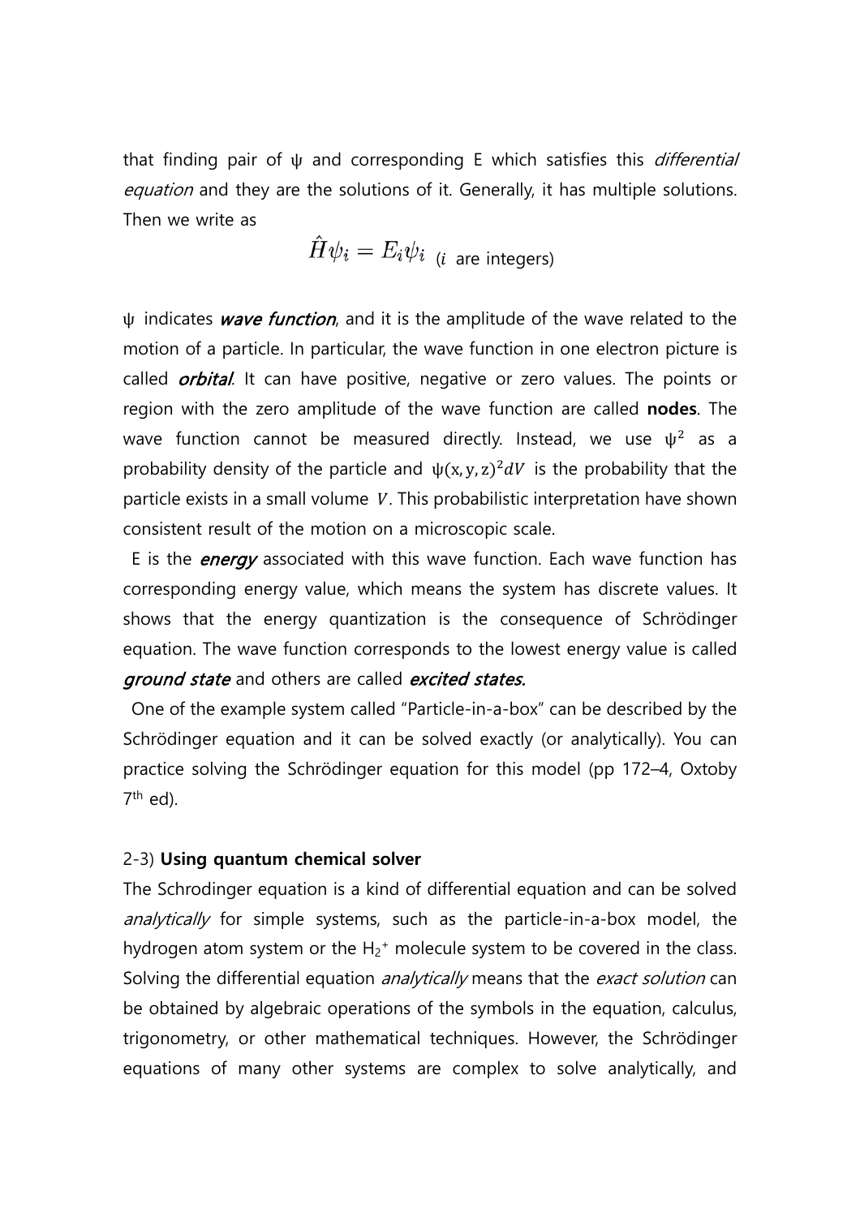that finding pair of ψ and corresponding E which satisfies this *differential equation* and they are the solutions of it. Generally, it has multiple solutions. Then we write as

$$\hat{H}\psi_i = E_i\psi_i \quad (i \text{ are integers})$$

ψ indicates ***wave function***, and it is the amplitude of the wave related to the motion of a particle. In particular, the wave function in one electron picture is called ***orbital***. It can have positive, negative or zero values. The points or region with the zero amplitude of the wave function are called **nodes**. The wave function cannot be measured directly. Instead, we use $\psi^2$ as a probability density of the particle and $\psi(x, y, z)^2 dV$ is the probability that the particle exists in a small volume $V$. This probabilistic interpretation have shown consistent result of the motion on a microscopic scale.

E is the ***energy*** associated with this wave function. Each wave function has corresponding energy value, which means the system has discrete values. It shows that the energy quantization is the consequence of Schrödinger equation. The wave function corresponds to the lowest energy value is called ***ground state*** and others are called ***excited states.***

One of the example system called "Particle-in-a-box" can be described by the Schrödinger equation and it can be solved exactly (or analytically). You can practice solving the Schrödinger equation for this model (pp 172–4, Oxtoby 7th ed).

2-3) **Using quantum chemical solver**

The Schrodinger equation is a kind of differential equation and can be solved *analytically* for simple systems, such as the particle-in-a-box model, the hydrogen atom system or the $H_2^+$ molecule system to be covered in the class. Solving the differential equation *analytically* means that the *exact solution* can be obtained by algebraic operations of the symbols in the equation, calculus, trigonometry, or other mathematical techniques. However, the Schrödinger equations of many other systems are complex to solve analytically, and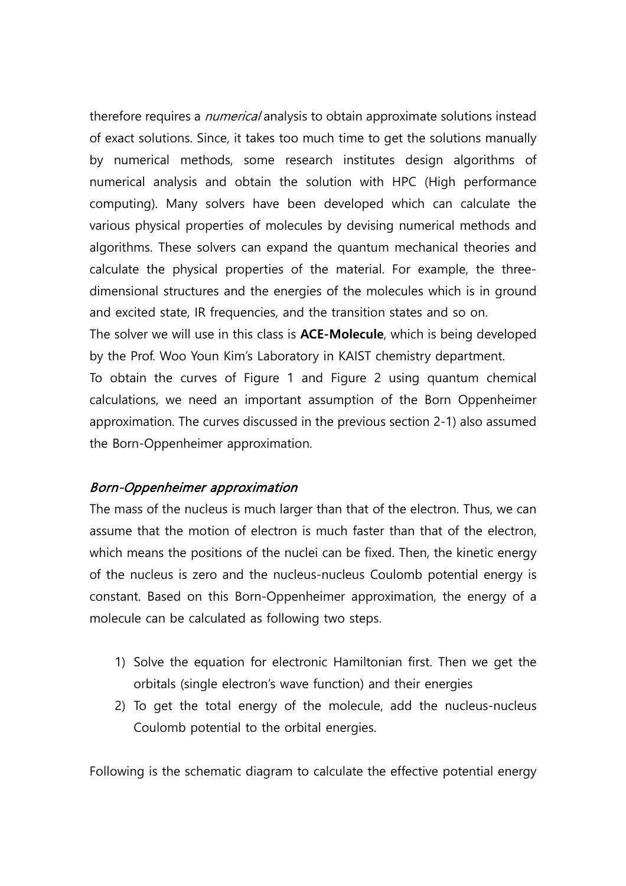therefore requires a *numerical* analysis to obtain approximate solutions instead of exact solutions. Since, it takes too much time to get the solutions manually by numerical methods, some research institutes design algorithms of numerical analysis and obtain the solution with HPC (High performance computing). Many solvers have been developed which can calculate the various physical properties of molecules by devising numerical methods and algorithms. These solvers can expand the quantum mechanical theories and calculate the physical properties of the material. For example, the three-dimensional structures and the energies of the molecules which is in ground and excited state, IR frequencies, and the transition states and so on.

The solver we will use in this class is **ACE-Molecule**, which is being developed by the Prof. Woo Youn Kim's Laboratory in KAIST chemistry department.

To obtain the curves of Figure 1 and Figure 2 using quantum chemical calculations, we need an important assumption of the Born Oppenheimer approximation. The curves discussed in the previous section 2-1) also assumed the Born-Oppenheimer approximation.

### *Born-Oppenheimer approximation*

The mass of the nucleus is much larger than that of the electron. Thus, we can assume that the motion of electron is much faster than that of the electron, which means the positions of the nuclei can be fixed. Then, the kinetic energy of the nucleus is zero and the nucleus-nucleus Coulomb potential energy is constant. Based on this Born-Oppenheimer approximation, the energy of a molecule can be calculated as following two steps.

1) Solve the equation for electronic Hamiltonian first. Then we get the orbitals (single electron's wave function) and their energies
2) To get the total energy of the molecule, add the nucleus-nucleus Coulomb potential to the orbital energies.

Following is the schematic diagram to calculate the effective potential energy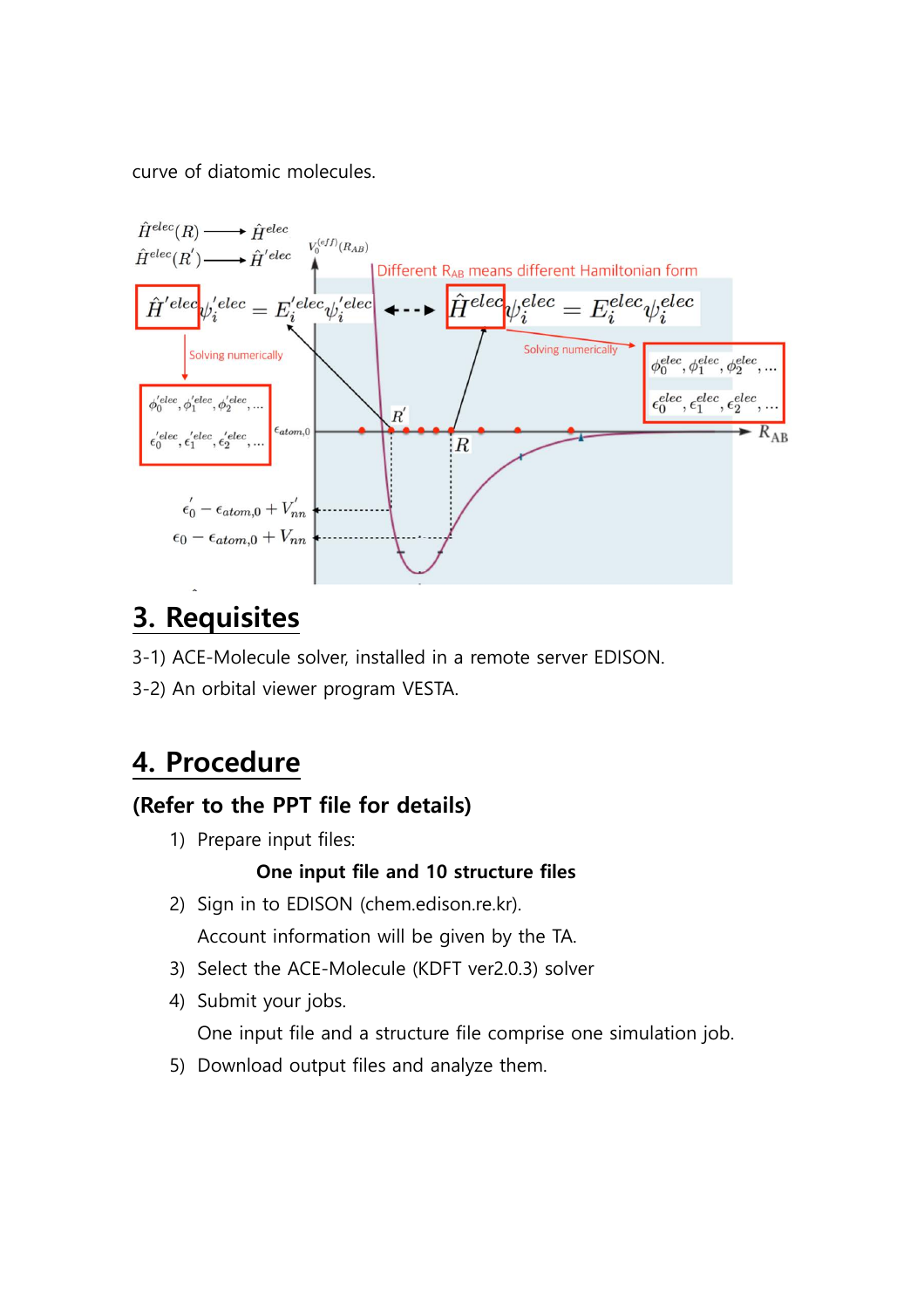curve of diatomic molecules.

$\hat{H}^{elec}(R) \longrightarrow \hat{H}^{elec}$

$\hat{H}^{elec}(R') \longrightarrow \hat{H}'^{elec}$

$V_0^{(eff)}(R_{AB})$

Different $R_{AB}$ means different Hamiltonian form

$\hat{H}'^{elec}\psi_i'^{elec} = E_i'^{elec}\psi_i'^{elec}$

$\hat{H}^{elec}\psi_i^{elec} = E_i^{elec}\psi_i^{elec}$

Solving numerically

Solving numerically

$\phi_0'^{elec}, \phi_1'^{elec}, \phi_2'^{elec}, \ldots$

$\epsilon_0'^{elec}, \epsilon_1'^{elec}, \epsilon_2'^{elec}, \ldots$

$\phi_0^{elec}, \phi_1^{elec}, \phi_2^{elec}, \ldots$

$\epsilon_0^{elec}, \epsilon_1^{elec}, \epsilon_2^{elec}, \ldots$

$\epsilon_{atom,0}$

$R'$

$R$

$R_{AB}$

$\epsilon_0' - \epsilon_{atom,0} + V_{nn}'$

$\epsilon_0 - \epsilon_{atom,0} + V_{nn}$

## 3. Requisites

3-1) ACE-Molecule solver, installed in a remote server EDISON.

3-2) An orbital viewer program VESTA.

## 4. Procedure

### (Refer to the PPT file for details)

1) Prepare input files:

   **One input file and 10 structure files**

2) Sign in to EDISON (chem.edison.re.kr).

   Account information will be given by the TA.

3) Select the ACE-Molecule (KDFT ver2.0.3) solver

4) Submit your jobs.

   One input file and a structure file comprise one simulation job.

5) Download output files and analyze them.